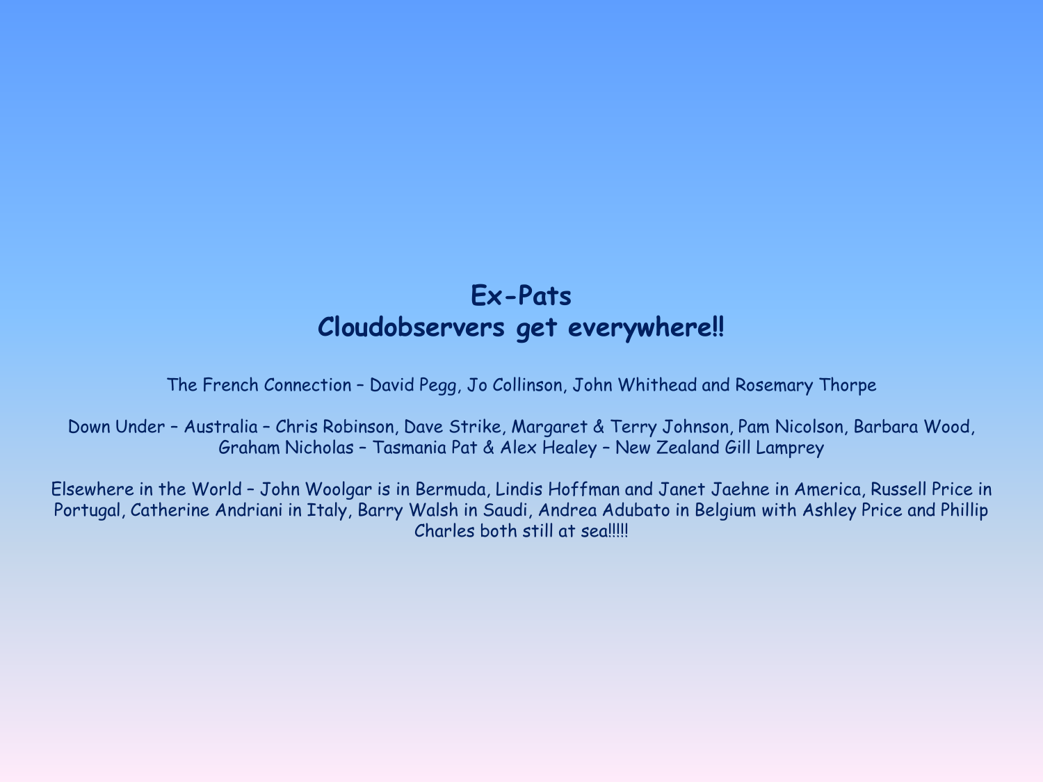# Ex-Pats
# Cloudobservers get everywhere!!

The French Connection – David Pegg, Jo Collinson, John Whithead and Rosemary Thorpe

Down Under – Australia – Chris Robinson, Dave Strike, Margaret & Terry Johnson, Pam Nicolson, Barbara Wood, Graham Nicholas – Tasmania Pat & Alex Healey – New Zealand Gill Lamprey

Elsewhere in the World – John Woolgar is in Bermuda, Lindis Hoffman and Janet Jaehne in America, Russell Price in Portugal, Catherine Andriani in Italy, Barry Walsh in Saudi, Andrea Adubato in Belgium with Ashley Price and Phillip Charles both still at sea!!!!!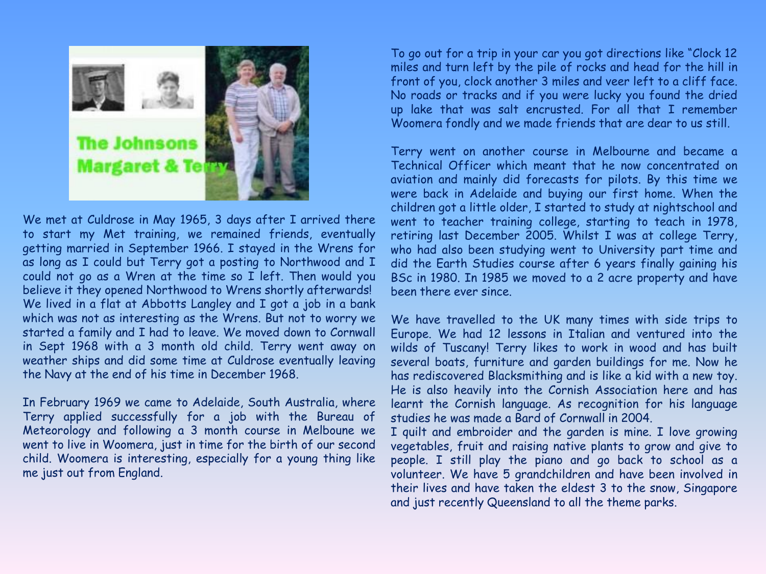**The Johnsons**
**Margaret & Terry**

We met at Culdrose in May 1965, 3 days after I arrived there to start my Met training, we remained friends, eventually getting married in September 1966. I stayed in the Wrens for as long as I could but Terry got a posting to Northwood and I could not go as a Wren at the time so I left. Then would you believe it they opened Northwood to Wrens shortly afterwards! We lived in a flat at Abbotts Langley and I got a job in a bank which was not as interesting as the Wrens. But not to worry we started a family and I had to leave. We moved down to Cornwall in Sept 1968 with a 3 month old child. Terry went away on weather ships and did some time at Culdrose eventually leaving the Navy at the end of his time in December 1968.

In February 1969 we came to Adelaide, South Australia, where Terry applied successfully for a job with the Bureau of Meteorology and following a 3 month course in Melboune we went to live in Woomera, just in time for the birth of our second child. Woomera is interesting, especially for a young thing like me just out from England.

To go out for a trip in your car you got directions like "Clock 12 miles and turn left by the pile of rocks and head for the hill in front of you, clock another 3 miles and veer left to a cliff face. No roads or tracks and if you were lucky you found the dried up lake that was salt encrusted. For all that I remember Woomera fondly and we made friends that are dear to us still.

Terry went on another course in Melbourne and became a Technical Officer which meant that he now concentrated on aviation and mainly did forecasts for pilots. By this time we were back in Adelaide and buying our first home. When the children got a little older, I started to study at nightschool and went to teacher training college, starting to teach in 1978, retiring last December 2005. Whilst I was at college Terry, who had also been studying went to University part time and did the Earth Studies course after 6 years finally gaining his BSc in 1980. In 1985 we moved to a 2 acre property and have been there ever since.

We have travelled to the UK many times with side trips to Europe. We had 12 lessons in Italian and ventured into the wilds of Tuscany! Terry likes to work in wood and has built several boats, furniture and garden buildings for me. Now he has rediscovered Blacksmithing and is like a kid with a new toy. He is also heavily into the Cornish Association here and has learnt the Cornish language. As recognition for his language studies he was made a Bard of Cornwall in 2004.
I quilt and embroider and the garden is mine. I love growing vegetables, fruit and raising native plants to grow and give to people. I still play the piano and go back to school as a volunteer. We have 5 grandchildren and have been involved in their lives and have taken the eldest 3 to the snow, Singapore and just recently Queensland to all the theme parks.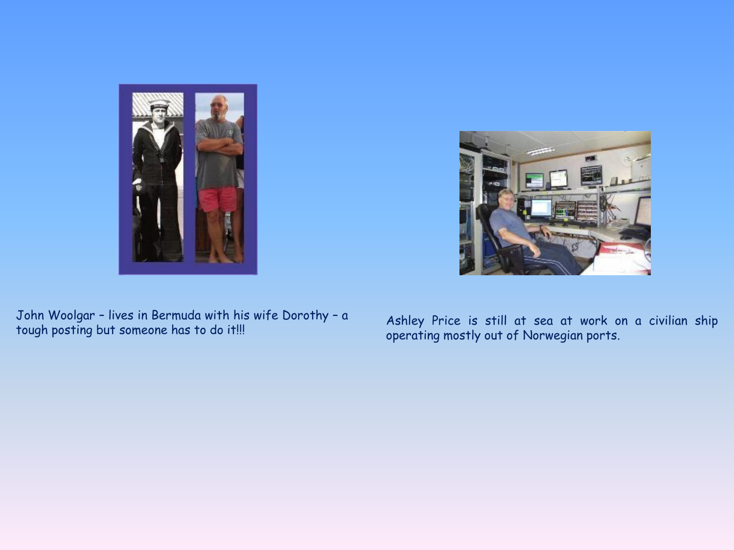John Woolgar – lives in Bermuda with his wife Dorothy – a tough posting but someone has to do it!!!

Ashley Price is still at sea at work on a civilian ship operating mostly out of Norwegian ports.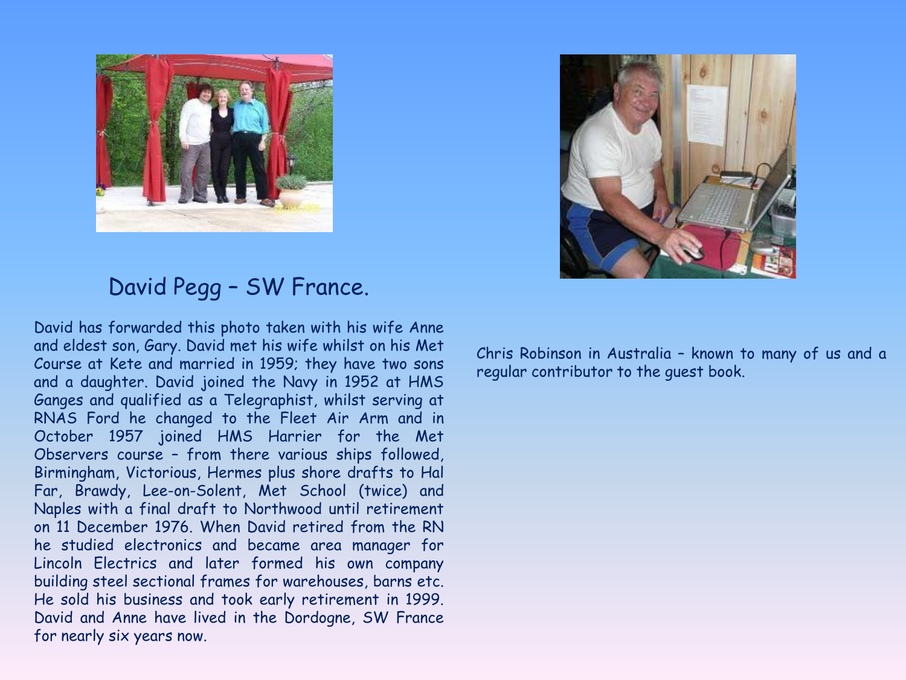## David Pegg – SW France.

David has forwarded this photo taken with his wife Anne and eldest son, Gary. David met his wife whilst on his Met Course at Kete and married in 1959; they have two sons and a daughter. David joined the Navy in 1952 at HMS Ganges and qualified as a Telegraphist, whilst serving at RNAS Ford he changed to the Fleet Air Arm and in October 1957 joined HMS Harrier for the Met Observers course – from there various ships followed, Birmingham, Victorious, Hermes plus shore drafts to Hal Far, Brawdy, Lee-on-Solent, Met School (twice) and Naples with a final draft to Northwood until retirement on 11 December 1976. When David retired from the RN he studied electronics and became area manager for Lincoln Electrics and later formed his own company building steel sectional frames for warehouses, barns etc. He sold his business and took early retirement in 1999. David and Anne have lived in the Dordogne, SW France for nearly six years now.

Chris Robinson in Australia – known to many of us and a regular contributor to the guest book.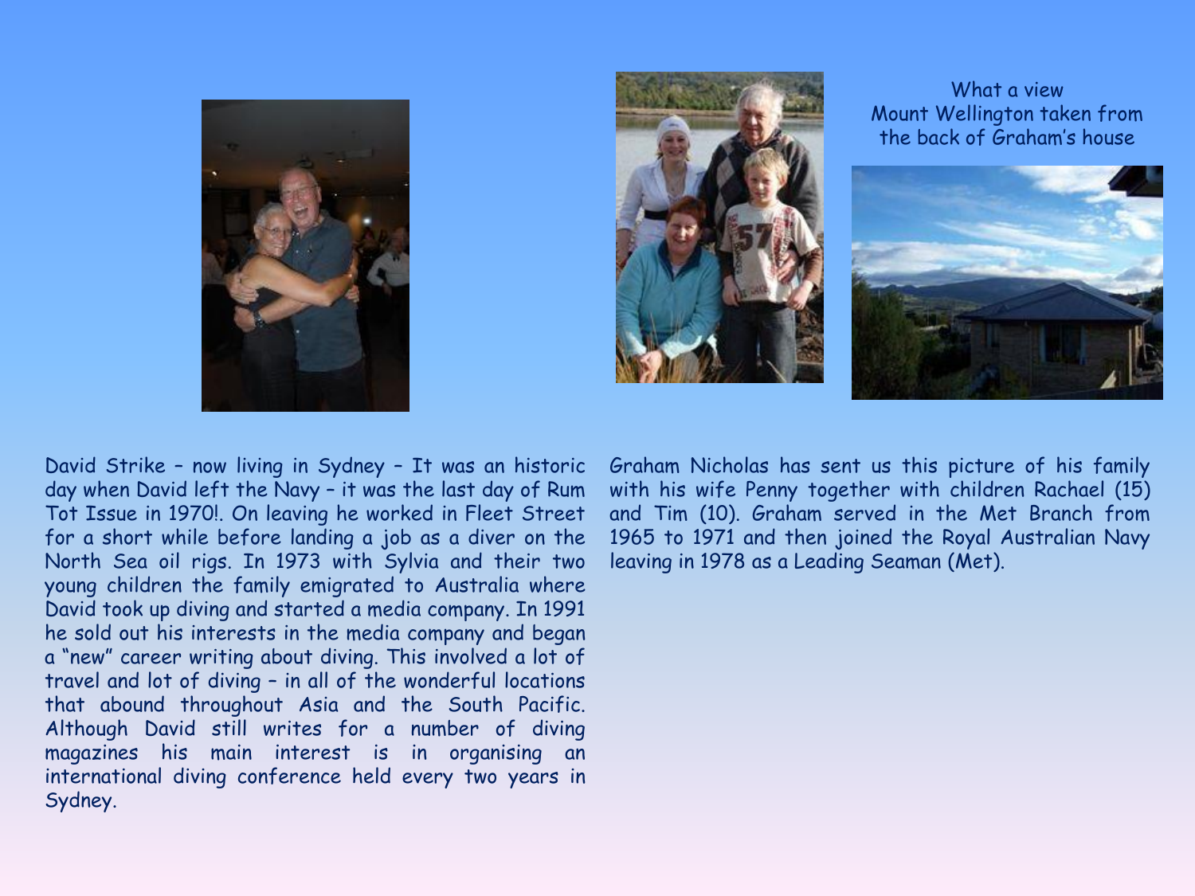What a view
Mount Wellington taken from the back of Graham's house

David Strike – now living in Sydney – It was an historic day when David left the Navy – it was the last day of Rum Tot Issue in 1970!. On leaving he worked in Fleet Street for a short while before landing a job as a diver on the North Sea oil rigs. In 1973 with Sylvia and their two young children the family emigrated to Australia where David took up diving and started a media company. In 1991 he sold out his interests in the media company and began a "new" career writing about diving. This involved a lot of travel and lot of diving – in all of the wonderful locations that abound throughout Asia and the South Pacific. Although David still writes for a number of diving magazines his main interest is in organising an international diving conference held every two years in Sydney.

Graham Nicholas has sent us this picture of his family with his wife Penny together with children Rachael (15) and Tim (10). Graham served in the Met Branch from 1965 to 1971 and then joined the Royal Australian Navy leaving in 1978 as a Leading Seaman (Met).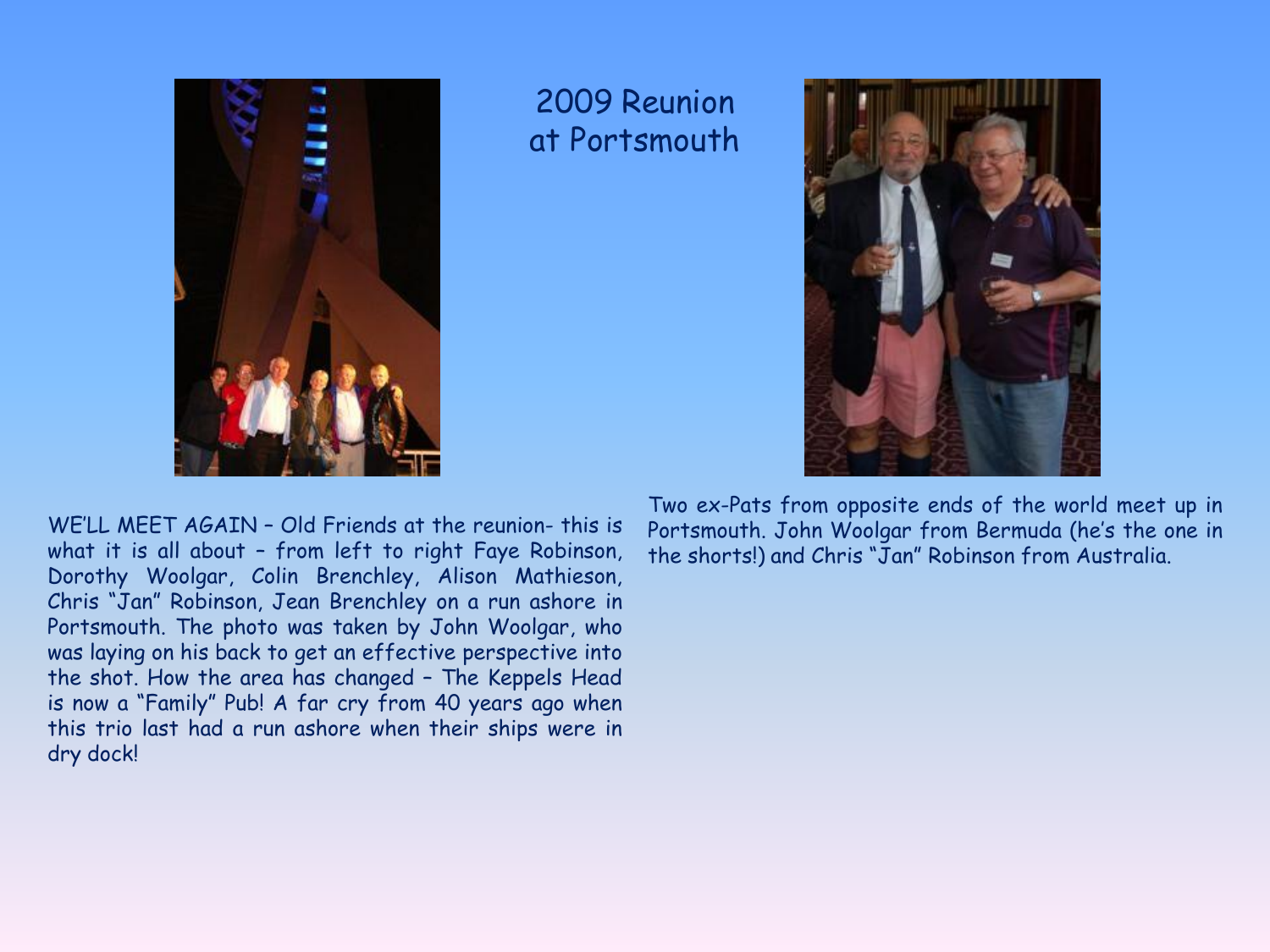# 2009 Reunion at Portsmouth

WE'LL MEET AGAIN – Old Friends at the reunion- this is what it is all about – from left to right Faye Robinson, Dorothy Woolgar, Colin Brenchley, Alison Mathieson, Chris "Jan" Robinson, Jean Brenchley on a run ashore in Portsmouth. The photo was taken by John Woolgar, who was laying on his back to get an effective perspective into the shot. How the area has changed – The Keppels Head is now a "Family" Pub! A far cry from 40 years ago when this trio last had a run ashore when their ships were in dry dock!

Two ex-Pats from opposite ends of the world meet up in Portsmouth. John Woolgar from Bermuda (he's the one in the shorts!) and Chris "Jan" Robinson from Australia.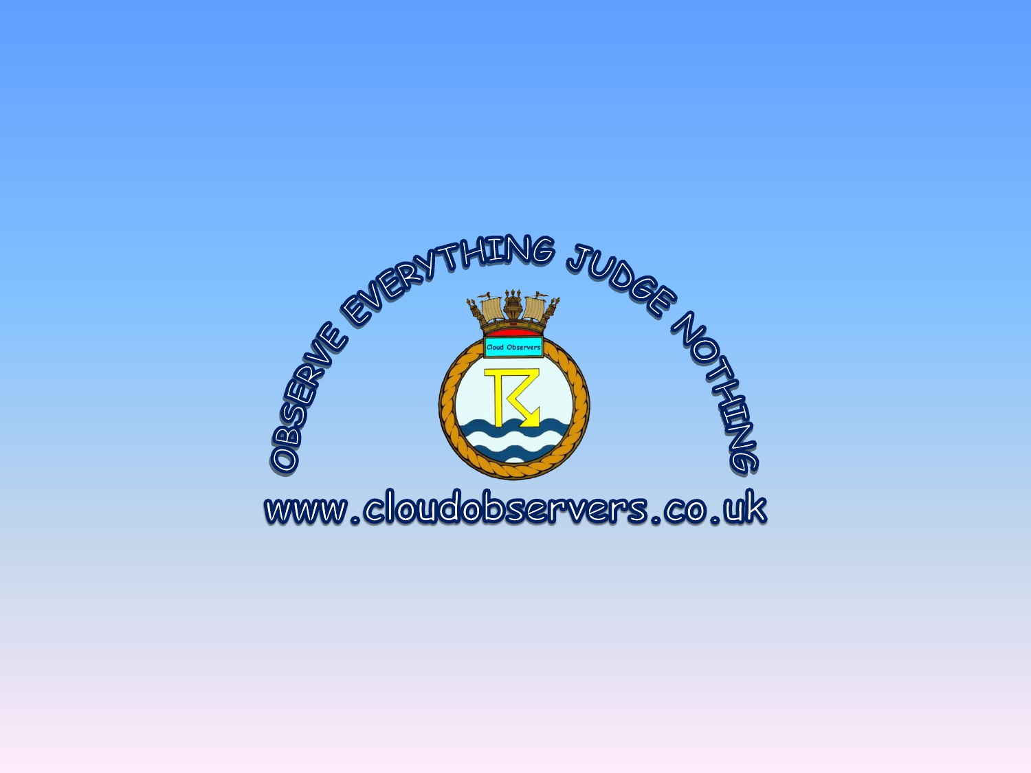OBSERVE EVERYTHING JUDGE NOTHING

Cloud Observers

www.cloudobservers.co.uk